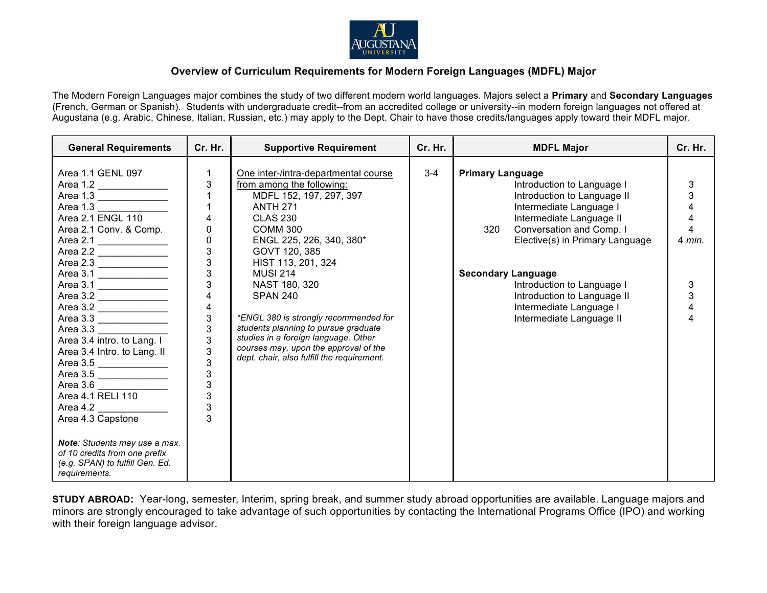# Overview of Curriculum Requirements for Modern Foreign Languages (MDFL) Major

The Modern Foreign Languages major combines the study of two different modern world languages. Majors select a **Primary** and **Secondary Languages** (French, German or Spanish). Students with undergraduate credit--from an accredited college or university--in modern foreign languages not offered at Augustana (e.g. Arabic, Chinese, Italian, Russian, etc.) may apply to the Dept. Chair to have those credits/languages apply toward their MDFL major.

| General Requirements | Cr. Hr. | Supportive Requirement | Cr. Hr. | MDFL Major | Cr. Hr. |
|---|---|---|---|---|---|
| Area 1.1 GENL 097 | 1 | One inter-/intra-departmental course from among the following: | 3-4 | **Primary Language** | |
| Area 1.2 _____________ | 3 | MDFL 152, 197, 297, 397 | | Introduction to Language I | 3 |
| Area 1.3 _____________ | 1 | ANTH 271 | | Introduction to Language II | 3 |
| Area 1.3 _____________ | 1 | CLAS 230 | | Intermediate Language I | 4 |
| Area 2.1 ENGL 110 | 4 | COMM 300 | | Intermediate Language II | 4 |
| Area 2.1 Conv. & Comp. | 0 | ENGL 225, 226, 340, 380* | | 320 Conversation and Comp. I | 4 |
| Area 2.1 _____________ | 0 | GOVT 120, 385 | | Elective(s) in Primary Language | 4 *min.* |
| Area 2.2 _____________ | 3 | HIST 113, 201, 324 | | | |
| Area 2.3 _____________ | 3 | MUSI 214 | | **Secondary Language** | |
| Area 3.1 _____________ | 3 | NAST 180, 320 | | Introduction to Language I | 3 |
| Area 3.1 _____________ | 3 | SPAN 240 | | Introduction to Language II | 3 |
| Area 3.2 _____________ | 4 | | | Intermediate Language I | 4 |
| Area 3.2 _____________ | 4 | *\*ENGL 380 is strongly recommended for students planning to pursue graduate studies in a foreign language. Other courses may, upon the approval of the dept. chair, also fulfill the requirement.* | | Intermediate Language II | 4 |
| Area 3.3 _____________ | 3 | | | | |
| Area 3.3 _____________ | 3 | | | | |
| Area 3.4 intro. to Lang. I | 3 | | | | |
| Area 3.4 Intro. to Lang. II | 3 | | | | |
| Area 3.5 _____________ | 3 | | | | |
| Area 3.5 _____________ | 3 | | | | |
| Area 3.6 _____________ | 3 | | | | |
| Area 4.1 RELI 110 | 3 | | | | |
| Area 4.2 _____________ | 3 | | | | |
| Area 4.3 Capstone | 3 | | | | |
| ***Note**: Students may use a max. of 10 credits from one prefix (e.g. SPAN) to fulfill Gen. Ed. requirements.* | | | | | |

**STUDY ABROAD:** Year-long, semester, Interim, spring break, and summer study abroad opportunities are available. Language majors and minors are strongly encouraged to take advantage of such opportunities by contacting the International Programs Office (IPO) and working with their foreign language advisor.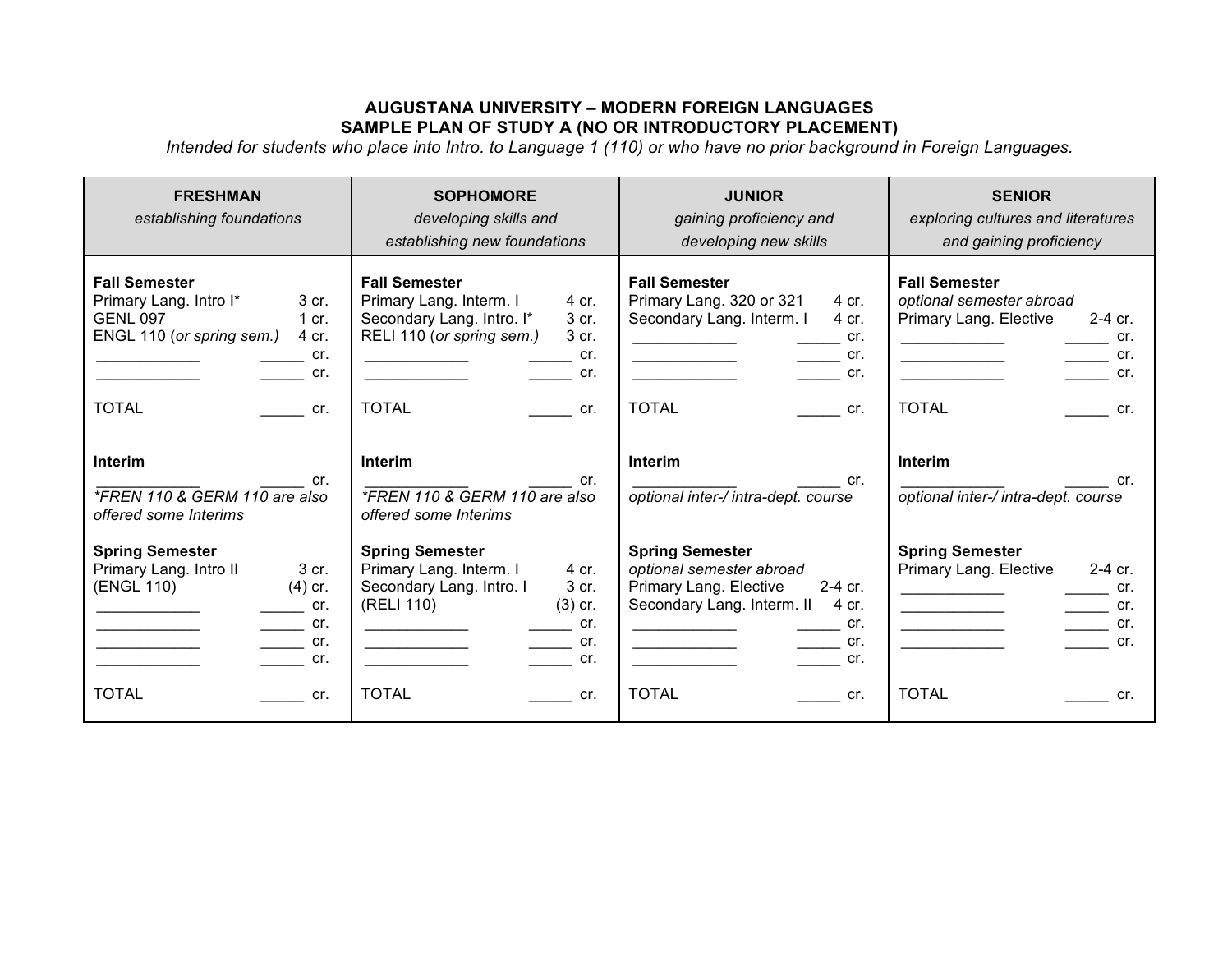# AUGUSTANA UNIVERSITY – MODERN FOREIGN LANGUAGES

## SAMPLE PLAN OF STUDY A (NO OR INTRODUCTORY PLACEMENT)

*Intended for students who place into Intro. to Language 1 (110) or who have no prior background in Foreign Languages.*

| **FRESHMAN**<br>*establishing foundations* | **SOPHOMORE**<br>*developing skills and establishing new foundations* | **JUNIOR**<br>*gaining proficiency and developing new skills* | **SENIOR**<br>*exploring cultures and literatures and gaining proficiency* |
|---|---|---|---|
| **Fall Semester** | **Fall Semester** | **Fall Semester** | **Fall Semester** |
| Primary Lang. Intro I* 3 cr. | Primary Lang. Interm. I 4 cr. | Primary Lang. 320 or 321 4 cr. | *optional semester abroad* |
| GENL 097 1 cr. | Secondary Lang. Intro. I* 3 cr. | Secondary Lang. Interm. I 4 cr. | Primary Lang. Elective 2-4 cr. |
| ENGL 110 (*or spring sem.)* 4 cr. | RELI 110 (*or spring sem.)* 3 cr. | ____________ _____ cr. | ____________ _____ cr. |
| ____________ _____ cr. | ____________ _____ cr. | ____________ _____ cr. | ____________ _____ cr. |
| ____________ _____ cr. | ____________ _____ cr. | ____________ _____ cr. | ____________ _____ cr. |
| TOTAL _____ cr. | TOTAL _____ cr. | TOTAL _____ cr. | TOTAL _____ cr. |
| **Interim** | **Interim** | **Interim** | **Interim** |
| ____________ _____ cr. | ____________ _____ cr. | ____________ _____ cr. | ____________ _____ cr. |
| **FREN 110 & GERM 110 are also offered some Interims* | **FREN 110 & GERM 110 are also offered some Interims* | *optional inter-/ intra-dept. course* | *optional inter-/ intra-dept. course* |
| **Spring Semester** | **Spring Semester** | **Spring Semester** | **Spring Semester** |
| Primary Lang. Intro II 3 cr. | Primary Lang. Interm. I 4 cr. | *optional semester abroad* | Primary Lang. Elective 2-4 cr. |
| (ENGL 110) (4) cr. | Secondary Lang. Intro. I 3 cr. | Primary Lang. Elective 2-4 cr. | ____________ _____ cr. |
| ____________ _____ cr. | (RELI 110) (3) cr. | Secondary Lang. Interm. II 4 cr. | ____________ _____ cr. |
| ____________ _____ cr. | ____________ _____ cr. | ____________ _____ cr. | ____________ _____ cr. |
| ____________ _____ cr. | ____________ _____ cr. | ____________ _____ cr. | ____________ _____ cr. |
| ____________ _____ cr. | ____________ _____ cr. | ____________ _____ cr. | |
| TOTAL _____ cr. | TOTAL _____ cr. | TOTAL _____ cr. | TOTAL _____ cr. |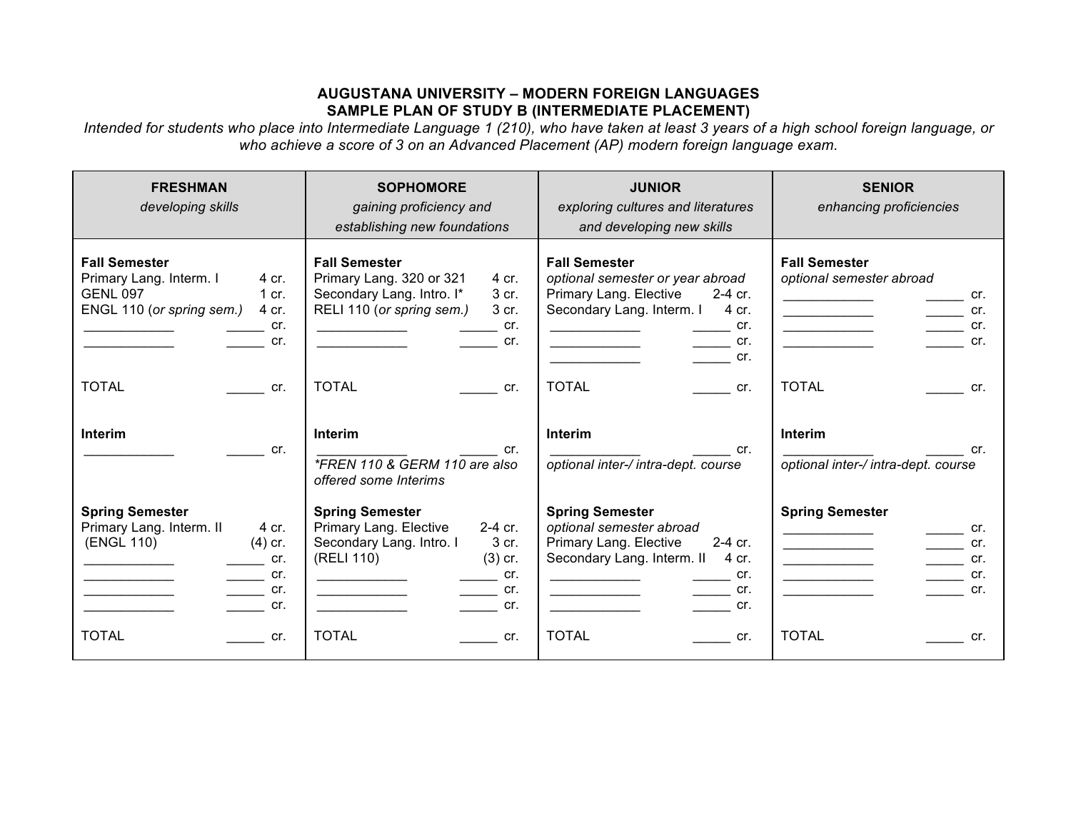**AUGUSTANA UNIVERSITY – MODERN FOREIGN LANGUAGES**
**SAMPLE PLAN OF STUDY B (INTERMEDIATE PLACEMENT)**

*Intended for students who place into Intermediate Language 1 (210), who have taken at least 3 years of a high school foreign language, or who achieve a score of 3 on an Advanced Placement (AP) modern foreign language exam.*

| **FRESHMAN** *developing skills* | **SOPHOMORE** *gaining proficiency and establishing new foundations* | **JUNIOR** *exploring cultures and literatures and developing new skills* | **SENIOR** *enhancing proficiencies* |
|---|---|---|---|
| **Fall Semester**<br>Primary Lang. Interm. I 4 cr.<br>GENL 097 1 cr.<br>ENGL 110 (*or spring sem.)* 4 cr.<br>____________ _____ cr.<br>____________ _____ cr.<br><br>TOTAL _____ cr. | **Fall Semester**<br>Primary Lang. 320 or 321 4 cr.<br>Secondary Lang. Intro. I* 3 cr.<br>RELI 110 (*or spring sem.)* 3 cr.<br>____________ _____ cr.<br>____________ _____ cr.<br><br>TOTAL _____ cr. | **Fall Semester**<br>*optional semester or year abroad*<br>Primary Lang. Elective 2-4 cr.<br>Secondary Lang. Interm. I 4 cr.<br>____________ _____ cr.<br>____________ _____ cr.<br>____________ _____ cr.<br><br>TOTAL _____ cr. | **Fall Semester**<br>*optional semester abroad*<br>____________ _____ cr.<br>____________ _____ cr.<br>____________ _____ cr.<br>____________ _____ cr.<br><br>TOTAL _____ cr. |
| **Interim**<br>____________ _____ cr. | **Interim**<br>____________ _____ cr.<br>**FREN 110 & GERM 110 are also offered some Interims* | **Interim**<br>____________ _____ cr.<br>*optional inter-/ intra-dept. course* | **Interim**<br>____________ _____ cr.<br>*optional inter-/ intra-dept. course* |
| **Spring Semester**<br>Primary Lang. Interm. II 4 cr.<br>(ENGL 110) (4) cr.<br>____________ _____ cr.<br>____________ _____ cr.<br>____________ _____ cr.<br>____________ _____ cr.<br><br>TOTAL _____ cr. | **Spring Semester**<br>Primary Lang. Elective 2-4 cr.<br>Secondary Lang. Intro. I 3 cr.<br>(RELI 110) (3) cr.<br>____________ _____ cr.<br>____________ _____ cr.<br>____________ _____ cr.<br><br>TOTAL _____ cr. | **Spring Semester**<br>*optional semester abroad*<br>Primary Lang. Elective 2-4 cr.<br>Secondary Lang. Interm. II 4 cr.<br>____________ _____ cr.<br>____________ _____ cr.<br>____________ _____ cr.<br><br>TOTAL _____ cr. | **Spring Semester**<br>____________ _____ cr.<br>____________ _____ cr.<br>____________ _____ cr.<br>____________ _____ cr.<br>____________ _____ cr.<br><br>TOTAL _____ cr. |